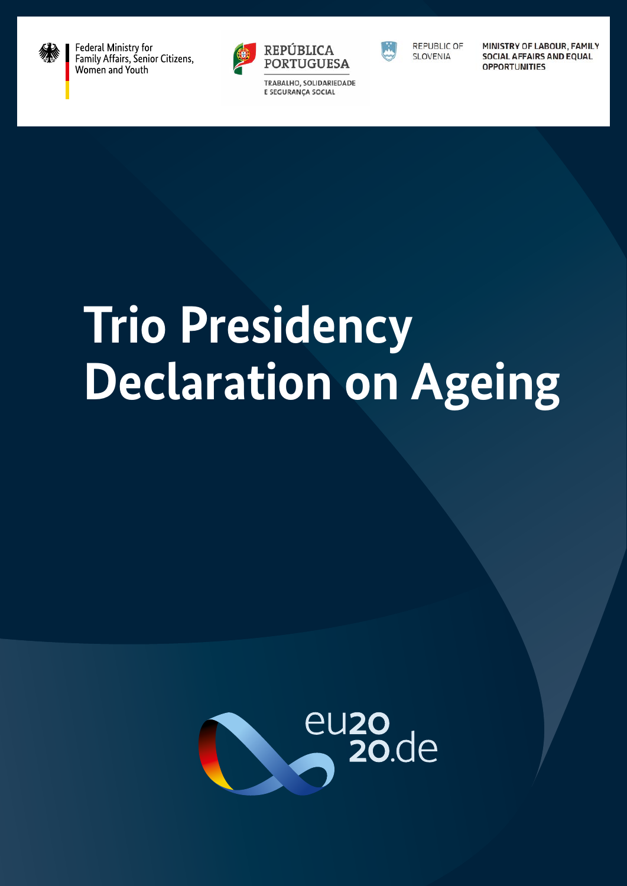Federal Ministry for Family Affairs, Senior Citizens, Women and Youth

REPÚBLICA PORTUGUESA

TRABALHO, SOLIDARIEDADE E SEGURANÇA SOCIAL

REPUBLIC OF SLOVENIA

MINISTRY OF LABOUR, FAMILY SOCIAL AFFAIRS AND EQUAL OPPORTUNITIES

# Trio Presidency Declaration on Ageing

eu2020.de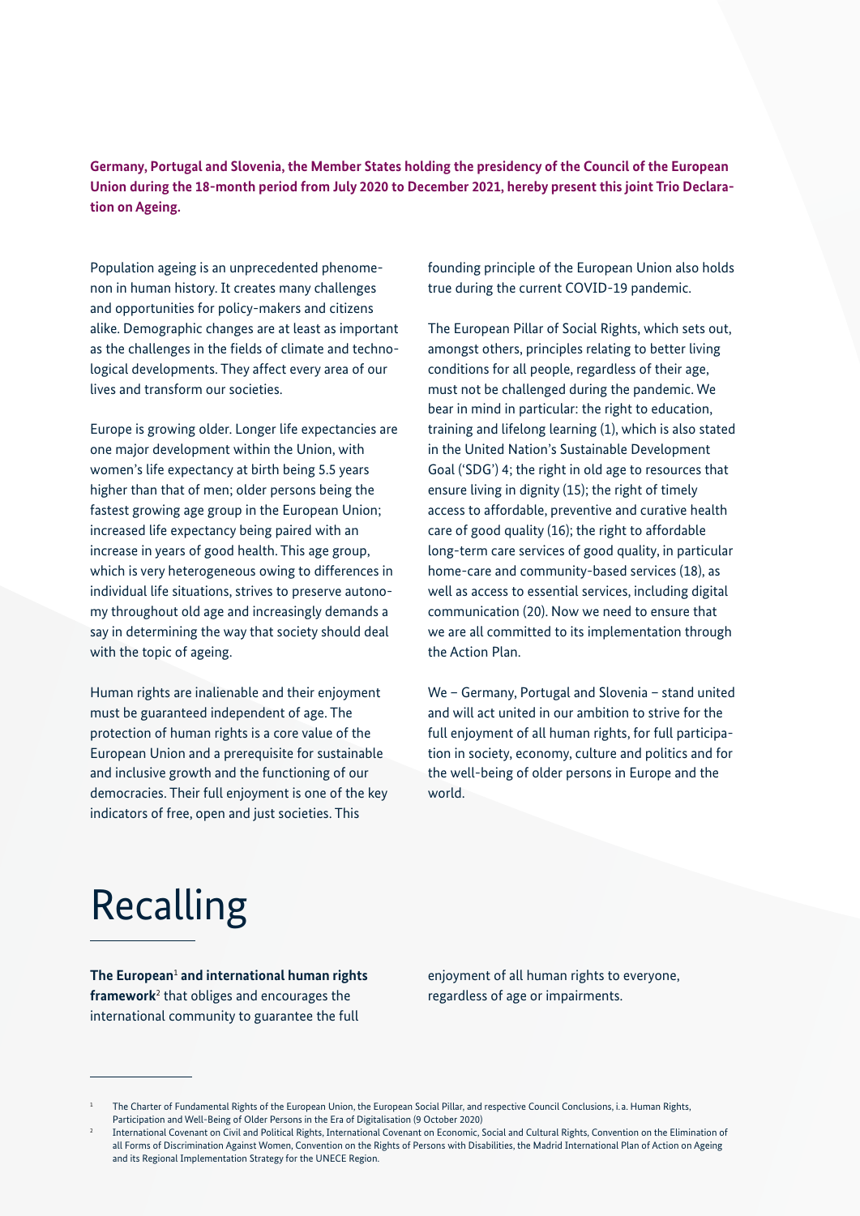**Germany, Portugal and Slovenia, the Member States holding the presidency of the Council of the European Union during the 18-month period from July 2020 to December 2021, hereby present this joint Trio Declaration on Ageing.**

Population ageing is an unprecedented phenomenon in human history. It creates many challenges and opportunities for policy-makers and citizens alike. Demographic changes are at least as important as the challenges in the fields of climate and technological developments. They affect every area of our lives and transform our societies.

Europe is growing older. Longer life expectancies are one major development within the Union, with women's life expectancy at birth being 5.5 years higher than that of men; older persons being the fastest growing age group in the European Union; increased life expectancy being paired with an increase in years of good health. This age group, which is very heterogeneous owing to differences in individual life situations, strives to preserve autonomy throughout old age and increasingly demands a say in determining the way that society should deal with the topic of ageing.

Human rights are inalienable and their enjoyment must be guaranteed independent of age. The protection of human rights is a core value of the European Union and a prerequisite for sustainable and inclusive growth and the functioning of our democracies. Their full enjoyment is one of the key indicators of free, open and just societies. This founding principle of the European Union also holds true during the current COVID-19 pandemic.

The European Pillar of Social Rights, which sets out, amongst others, principles relating to better living conditions for all people, regardless of their age, must not be challenged during the pandemic. We bear in mind in particular: the right to education, training and lifelong learning (1), which is also stated in the United Nation's Sustainable Development Goal ('SDG') 4; the right in old age to resources that ensure living in dignity (15); the right of timely access to affordable, preventive and curative health care of good quality (16); the right to affordable long-term care services of good quality, in particular home-care and community-based services (18), as well as access to essential services, including digital communication (20). Now we need to ensure that we are all committed to its implementation through the Action Plan.

We – Germany, Portugal and Slovenia – stand united and will act united in our ambition to strive for the full enjoyment of all human rights, for full participation in society, economy, culture and politics and for the well-being of older persons in Europe and the world.

# Recalling

**The European[1] and international human rights framework[2]** that obliges and encourages the international community to guarantee the full enjoyment of all human rights to everyone, regardless of age or impairments.

[1] The Charter of Fundamental Rights of the European Union, the European Social Pillar, and respective Council Conclusions, i.a. Human Rights, Participation and Well-Being of Older Persons in the Era of Digitalisation (9 October 2020)

[2] International Covenant on Civil and Political Rights, International Covenant on Economic, Social and Cultural Rights, Convention on the Elimination of all Forms of Discrimination Against Women, Convention on the Rights of Persons with Disabilities, the Madrid International Plan of Action on Ageing and its Regional Implementation Strategy for the UNECE Region.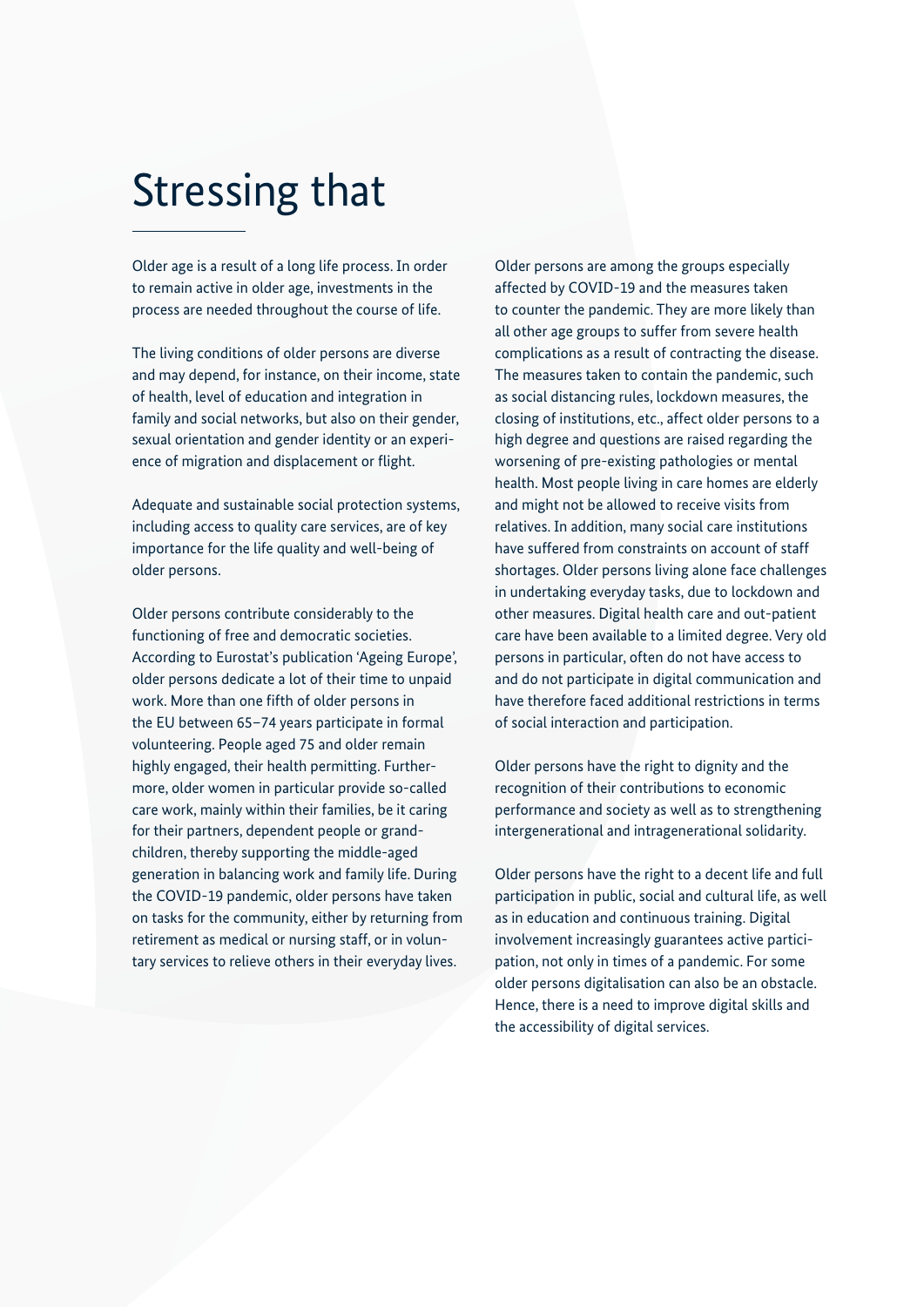# Stressing that

Older age is a result of a long life process. In order to remain active in older age, investments in the process are needed throughout the course of life.

The living conditions of older persons are diverse and may depend, for instance, on their income, state of health, level of education and integration in family and social networks, but also on their gender, sexual orientation and gender identity or an experience of migration and displacement or flight.

Adequate and sustainable social protection systems, including access to quality care services, are of key importance for the life quality and well-being of older persons.

Older persons contribute considerably to the functioning of free and democratic societies. According to Eurostat's publication 'Ageing Europe', older persons dedicate a lot of their time to unpaid work. More than one fifth of older persons in the EU between 65–74 years participate in formal volunteering. People aged 75 and older remain highly engaged, their health permitting. Furthermore, older women in particular provide so-called care work, mainly within their families, be it caring for their partners, dependent people or grandchildren, thereby supporting the middle-aged generation in balancing work and family life. During the COVID-19 pandemic, older persons have taken on tasks for the community, either by returning from retirement as medical or nursing staff, or in voluntary services to relieve others in their everyday lives.

Older persons are among the groups especially affected by COVID-19 and the measures taken to counter the pandemic. They are more likely than all other age groups to suffer from severe health complications as a result of contracting the disease. The measures taken to contain the pandemic, such as social distancing rules, lockdown measures, the closing of institutions, etc., affect older persons to a high degree and questions are raised regarding the worsening of pre-existing pathologies or mental health. Most people living in care homes are elderly and might not be allowed to receive visits from relatives. In addition, many social care institutions have suffered from constraints on account of staff shortages. Older persons living alone face challenges in undertaking everyday tasks, due to lockdown and other measures. Digital health care and out-patient care have been available to a limited degree. Very old persons in particular, often do not have access to and do not participate in digital communication and have therefore faced additional restrictions in terms of social interaction and participation.

Older persons have the right to dignity and the recognition of their contributions to economic performance and society as well as to strengthening intergenerational and intragenerational solidarity.

Older persons have the right to a decent life and full participation in public, social and cultural life, as well as in education and continuous training. Digital involvement increasingly guarantees active participation, not only in times of a pandemic. For some older persons digitalisation can also be an obstacle. Hence, there is a need to improve digital skills and the accessibility of digital services.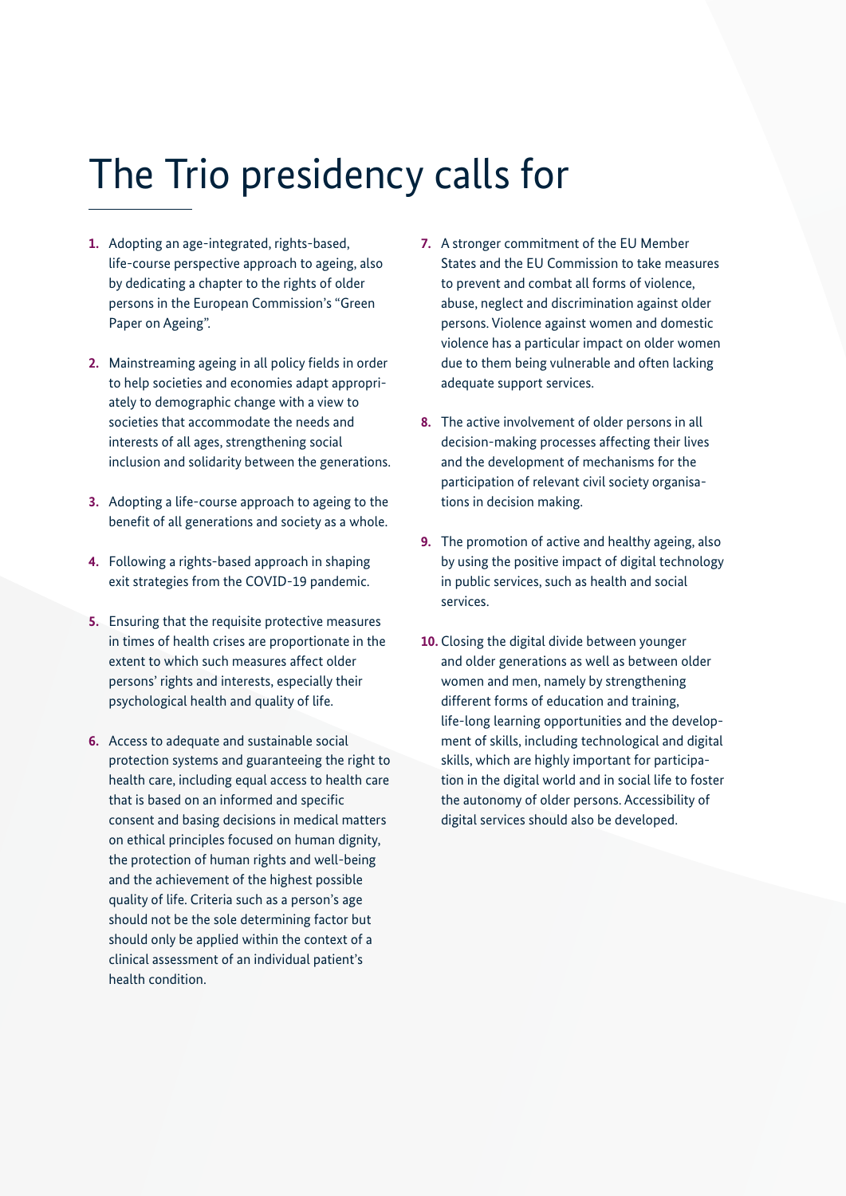# The Trio presidency calls for

1. Adopting an age-integrated, rights-based, life-course perspective approach to ageing, also by dedicating a chapter to the rights of older persons in the European Commission's "Green Paper on Ageing".

2. Mainstreaming ageing in all policy fields in order to help societies and economies adapt appropriately to demographic change with a view to societies that accommodate the needs and interests of all ages, strengthening social inclusion and solidarity between the generations.

3. Adopting a life-course approach to ageing to the benefit of all generations and society as a whole.

4. Following a rights-based approach in shaping exit strategies from the COVID-19 pandemic.

5. Ensuring that the requisite protective measures in times of health crises are proportionate in the extent to which such measures affect older persons' rights and interests, especially their psychological health and quality of life.

6. Access to adequate and sustainable social protection systems and guaranteeing the right to health care, including equal access to health care that is based on an informed and specific consent and basing decisions in medical matters on ethical principles focused on human dignity, the protection of human rights and well-being and the achievement of the highest possible quality of life. Criteria such as a person's age should not be the sole determining factor but should only be applied within the context of a clinical assessment of an individual patient's health condition.

7. A stronger commitment of the EU Member States and the EU Commission to take measures to prevent and combat all forms of violence, abuse, neglect and discrimination against older persons. Violence against women and domestic violence has a particular impact on older women due to them being vulnerable and often lacking adequate support services.

8. The active involvement of older persons in all decision-making processes affecting their lives and the development of mechanisms for the participation of relevant civil society organisations in decision making.

9. The promotion of active and healthy ageing, also by using the positive impact of digital technology in public services, such as health and social services.

10. Closing the digital divide between younger and older generations as well as between older women and men, namely by strengthening different forms of education and training, life-long learning opportunities and the development of skills, including technological and digital skills, which are highly important for participation in the digital world and in social life to foster the autonomy of older persons. Accessibility of digital services should also be developed.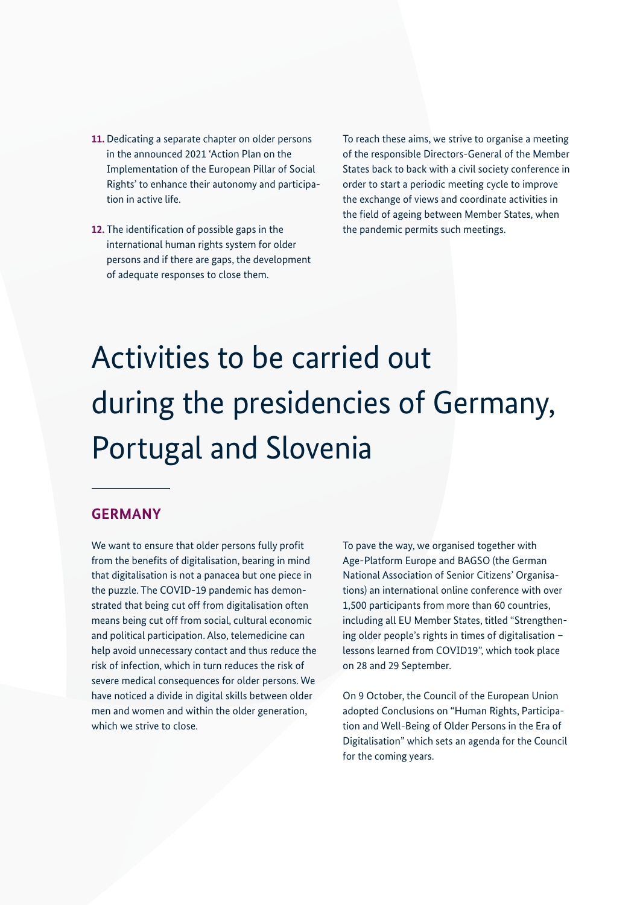11. Dedicating a separate chapter on older persons in the announced 2021 'Action Plan on the Implementation of the European Pillar of Social Rights' to enhance their autonomy and participation in active life.

12. The identification of possible gaps in the international human rights system for older persons and if there are gaps, the development of adequate responses to close them.

To reach these aims, we strive to organise a meeting of the responsible Directors-General of the Member States back to back with a civil society conference in order to start a periodic meeting cycle to improve the exchange of views and coordinate activities in the field of ageing between Member States, when the pandemic permits such meetings.

# Activities to be carried out during the presidencies of Germany, Portugal and Slovenia

## GERMANY

We want to ensure that older persons fully profit from the benefits of digitalisation, bearing in mind that digitalisation is not a panacea but one piece in the puzzle. The COVID-19 pandemic has demonstrated that being cut off from digitalisation often means being cut off from social, cultural economic and political participation. Also, telemedicine can help avoid unnecessary contact and thus reduce the risk of infection, which in turn reduces the risk of severe medical consequences for older persons. We have noticed a divide in digital skills between older men and women and within the older generation, which we strive to close.

To pave the way, we organised together with Age-Platform Europe and BAGSO (the German National Association of Senior Citizens' Organisations) an international online conference with over 1,500 participants from more than 60 countries, including all EU Member States, titled "Strengthening older people's rights in times of digitalisation – lessons learned from COVID19", which took place on 28 and 29 September.

On 9 October, the Council of the European Union adopted Conclusions on "Human Rights, Participation and Well-Being of Older Persons in the Era of Digitalisation" which sets an agenda for the Council for the coming years.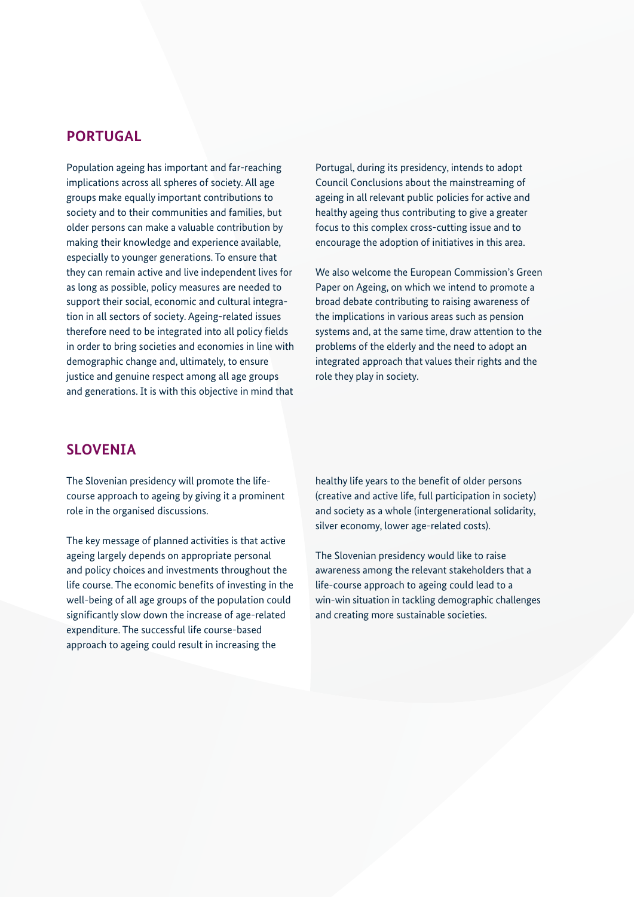## PORTUGAL

Population ageing has important and far-reaching implications across all spheres of society. All age groups make equally important contributions to society and to their communities and families, but older persons can make a valuable contribution by making their knowledge and experience available, especially to younger generations. To ensure that they can remain active and live independent lives for as long as possible, policy measures are needed to support their social, economic and cultural integration in all sectors of society. Ageing-related issues therefore need to be integrated into all policy fields in order to bring societies and economies in line with demographic change and, ultimately, to ensure justice and genuine respect among all age groups and generations. It is with this objective in mind that Portugal, during its presidency, intends to adopt Council Conclusions about the mainstreaming of ageing in all relevant public policies for active and healthy ageing thus contributing to give a greater focus to this complex cross-cutting issue and to encourage the adoption of initiatives in this area.

We also welcome the European Commission's Green Paper on Ageing, on which we intend to promote a broad debate contributing to raising awareness of the implications in various areas such as pension systems and, at the same time, draw attention to the problems of the elderly and the need to adopt an integrated approach that values their rights and the role they play in society.

## SLOVENIA

The Slovenian presidency will promote the life-course approach to ageing by giving it a prominent role in the organised discussions.

The key message of planned activities is that active ageing largely depends on appropriate personal and policy choices and investments throughout the life course. The economic benefits of investing in the well-being of all age groups of the population could significantly slow down the increase of age-related expenditure. The successful life course-based approach to ageing could result in increasing the healthy life years to the benefit of older persons (creative and active life, full participation in society) and society as a whole (intergenerational solidarity, silver economy, lower age-related costs).

The Slovenian presidency would like to raise awareness among the relevant stakeholders that a life-course approach to ageing could lead to a win-win situation in tackling demographic challenges and creating more sustainable societies.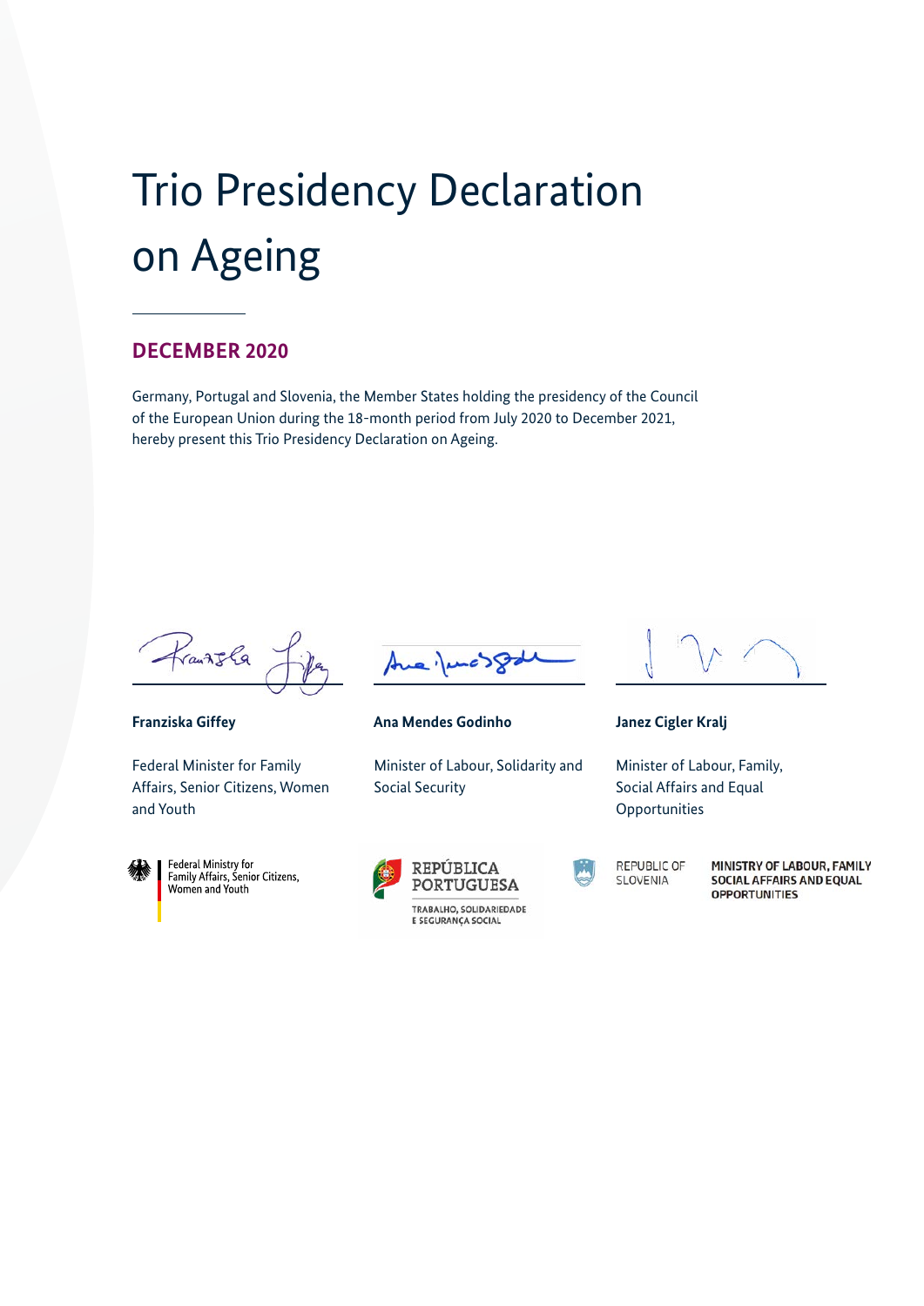# Trio Presidency Declaration on Ageing

**DECEMBER 2020**

Germany, Portugal and Slovenia, the Member States holding the presidency of the Council of the European Union during the 18-month period from July 2020 to December 2021, hereby present this Trio Presidency Declaration on Ageing.

**Franziska Giffey**

Federal Minister for Family Affairs, Senior Citizens, Women and Youth

**Ana Mendes Godinho**

Minister of Labour, Solidarity and Social Security

**Janez Cigler Kralj**

Minister of Labour, Family, Social Affairs and Equal Opportunities

Federal Ministry for Family Affairs, Senior Citizens, Women and Youth

REPÚBLICA PORTUGUESA
TRABALHO, SOLIDARIEDADE E SEGURANÇA SOCIAL

REPUBLIC OF SLOVENIA
MINISTRY OF LABOUR, FAMILY SOCIAL AFFAIRS AND EQUAL OPPORTUNITIES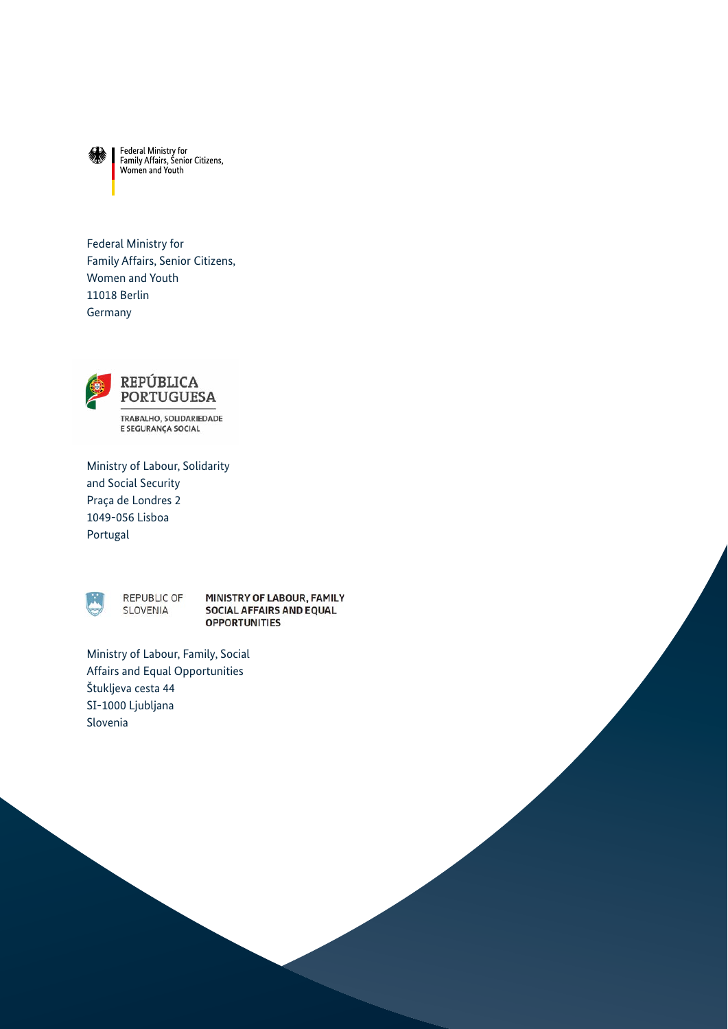Federal Ministry for
Family Affairs, Senior Citizens,
Women and Youth

Federal Ministry for
Family Affairs, Senior Citizens,
Women and Youth
11018 Berlin
Germany

REPÚBLICA
PORTUGUESA
TRABALHO, SOLIDARIEDADE
E SEGURANÇA SOCIAL

Ministry of Labour, Solidarity
and Social Security
Praça de Londres 2
1049-056 Lisboa
Portugal

REPUBLIC OF
SLOVENIA

**MINISTRY OF LABOUR, FAMILY
SOCIAL AFFAIRS AND EQUAL
OPPORTUNITIES**

Ministry of Labour, Family, Social
Affairs and Equal Opportunities
Štukljeva cesta 44
SI-1000 Ljubljana
Slovenia